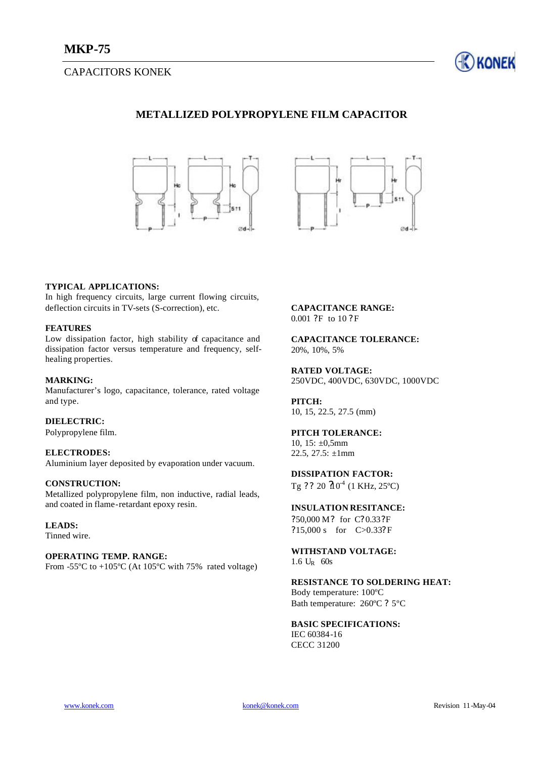# MKP-75

CAPACITORS KONEK

## METALLIZED POLYPROPYLENE FILM CAPACITOR

**TYPICAL APPLICATIONS:**
In high frequency circuits, large current flowing circuits, deflection circuits in TV-sets (S-correction), etc.

**FEATURES**
Low dissipation factor, high stability of capacitance and dissipation factor versus temperature and frequency, self-healing properties.

**MARKING:**
Manufacturer's logo, capacitance, tolerance, rated voltage and type.

**DIELECTRIC:**
Polypropylene film.

**ELECTRODES:**
Aluminium layer deposited by evaporation under vacuum.

**CONSTRUCTION:**
Metallized polypropylene film, non inductive, radial leads, and coated in flame-retardant epoxy resin.

**LEADS:**
Tinned wire.

**OPERATING TEMP. RANGE:**
From -55ºC to +105ºC (At 105ºC with 75% rated voltage)

**CAPACITANCE RANGE:**
0.001 ?F to 10 ?F

**CAPACITANCE TOLERANCE:**
20%, 10%, 5%

**RATED VOLTAGE:**
250VDC, 400VDC, 630VDC, 1000VDC

**PITCH:**
10, 15, 22.5, 27.5 (mm)

**PITCH TOLERANCE:**
10, 15: ±0,5mm
22.5, 27.5: ±1mm

**DISSIPATION FACTOR:**
Tg ?? 20 ?$10^{-4}$ (1 KHz, 25ºC)

**INSULATION RESITANCE:**
?50,000 M? for C?0.33?F
?15,000 s for C>0.33?F

**WITHSTAND VOLTAGE:**
1.6 $U_R$ 60s

**RESISTANCE TO SOLDERING HEAT:**
Body temperature: 100ºC
Bath temperature: 260ºC ? 5ºC

**BASIC SPECIFICATIONS:**
IEC 60384-16
CECC 31200

www.konek.com konek@konek.com Revision 11-May-04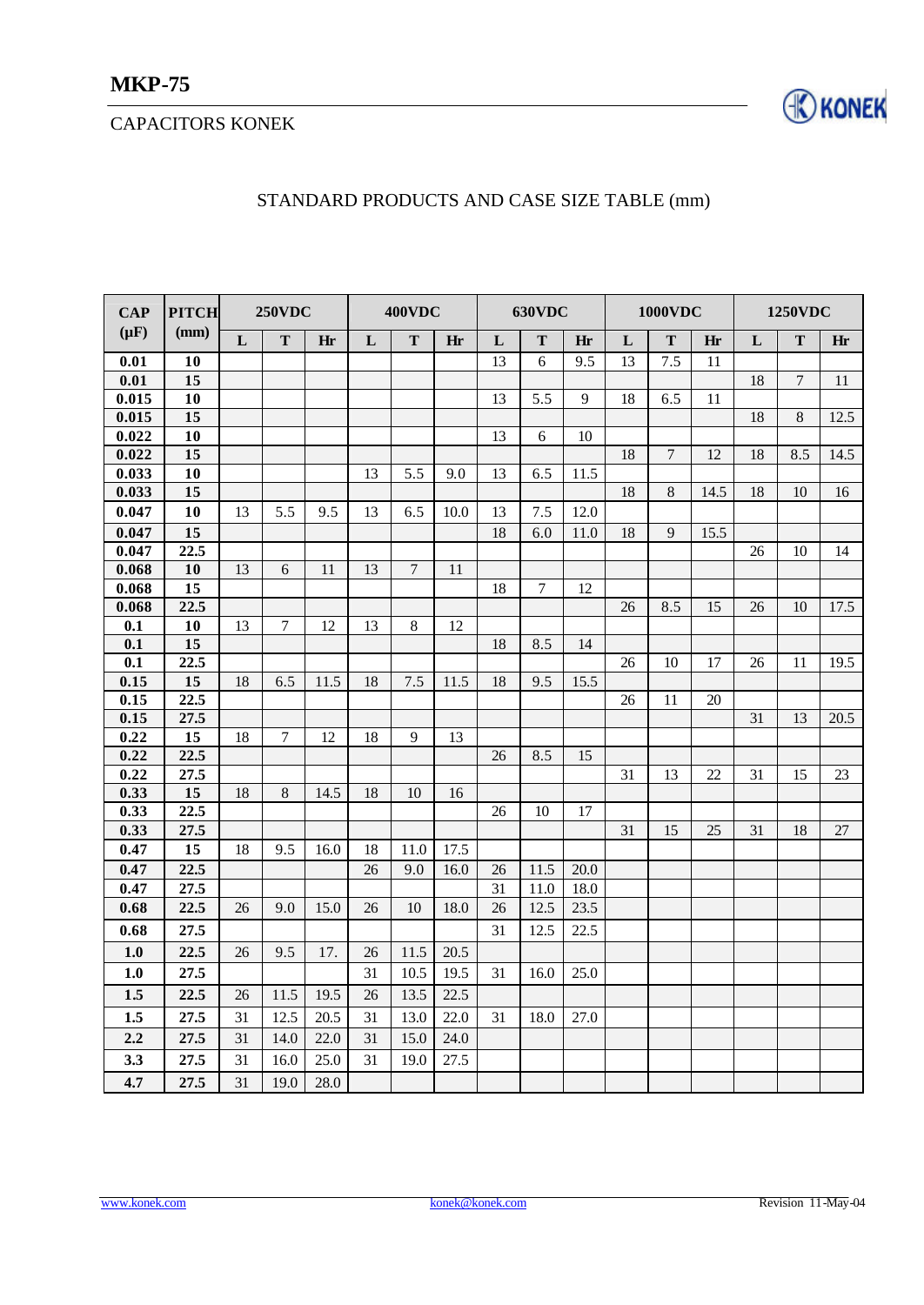# MKP-75

CAPACITORS KONEK

## STANDARD PRODUCTS AND CASE SIZE TABLE (mm)

| CAP (µF) | PITCH (mm) | 250VDC | | | 400VDC | | | 630VDC | | | 1000VDC | | | 1250VDC | | |
|---|---|---|---|---|---|---|---|---|---|---|---|---|---|---|---|---|
| | | L | T | Hr | L | T | Hr | L | T | Hr | L | T | Hr | L | T | Hr |
| 0.01 | 10 | | | | | | | 13 | 6 | 9.5 | 13 | 7.5 | 11 | | | |
| 0.01 | 15 | | | | | | | | | | | | | 18 | 7 | 11 |
| 0.015 | 10 | | | | | | | 13 | 5.5 | 9 | 18 | 6.5 | 11 | | | |
| 0.015 | 15 | | | | | | | | | | | | | 18 | 8 | 12.5 |
| 0.022 | 10 | | | | | | | 13 | 6 | 10 | | | | | | |
| 0.022 | 15 | | | | | | | | | | 18 | 7 | 12 | 18 | 8.5 | 14.5 |
| 0.033 | 10 | | | | 13 | 5.5 | 9.0 | 13 | 6.5 | 11.5 | | | | | | |
| 0.033 | 15 | | | | | | | | | | 18 | 8 | 14.5 | 18 | 10 | 16 |
| 0.047 | 10 | 13 | 5.5 | 9.5 | 13 | 6.5 | 10.0 | 13 | 7.5 | 12.0 | | | | | | |
| 0.047 | 15 | | | | | | | 18 | 6.0 | 11.0 | 18 | 9 | 15.5 | | | |
| 0.047 | 22.5 | | | | | | | | | | | | | 26 | 10 | 14 |
| 0.068 | 10 | 13 | 6 | 11 | 13 | 7 | 11 | | | | | | | | | |
| 0.068 | 15 | | | | | | | 18 | 7 | 12 | | | | | | |
| 0.068 | 22.5 | | | | | | | | | | 26 | 8.5 | 15 | 26 | 10 | 17.5 |
| 0.1 | 10 | 13 | 7 | 12 | 13 | 8 | 12 | | | | | | | | | |
| 0.1 | 15 | | | | | | | 18 | 8.5 | 14 | | | | | | |
| 0.1 | 22.5 | | | | | | | | | | 26 | 10 | 17 | 26 | 11 | 19.5 |
| 0.15 | 15 | 18 | 6.5 | 11.5 | 18 | 7.5 | 11.5 | 18 | 9.5 | 15.5 | | | | | | |
| 0.15 | 22.5 | | | | | | | | | | 26 | 11 | 20 | | | |
| 0.15 | 27.5 | | | | | | | | | | | | | 31 | 13 | 20.5 |
| 0.22 | 15 | 18 | 7 | 12 | 18 | 9 | 13 | | | | | | | | | |
| 0.22 | 22.5 | | | | | | | 26 | 8.5 | 15 | | | | | | |
| 0.22 | 27.5 | | | | | | | | | | 31 | 13 | 22 | 31 | 15 | 23 |
| 0.33 | 15 | 18 | 8 | 14.5 | 18 | 10 | 16 | | | | | | | | | |
| 0.33 | 22.5 | | | | | | | 26 | 10 | 17 | | | | | | |
| 0.33 | 27.5 | | | | | | | | | | 31 | 15 | 25 | 31 | 18 | 27 |
| 0.47 | 15 | 18 | 9.5 | 16.0 | 18 | 11.0 | 17.5 | | | | | | | | | |
| 0.47 | 22.5 | | | | 26 | 9.0 | 16.0 | 26 | 11.5 | 20.0 | | | | | | |
| 0.47 | 27.5 | | | | | | | 31 | 11.0 | 18.0 | | | | | | |
| 0.68 | 22.5 | 26 | 9.0 | 15.0 | 26 | 10 | 18.0 | 26 | 12.5 | 23.5 | | | | | | |
| 0.68 | 27.5 | | | | | | | 31 | 12.5 | 22.5 | | | | | | |
| 1.0 | 22.5 | 26 | 9.5 | 17. | 26 | 11.5 | 20.5 | | | | | | | | | |
| 1.0 | 27.5 | | | | 31 | 10.5 | 19.5 | 31 | 16.0 | 25.0 | | | | | | |
| 1.5 | 22.5 | 26 | 11.5 | 19.5 | 26 | 13.5 | 22.5 | | | | | | | | | |
| 1.5 | 27.5 | 31 | 12.5 | 20.5 | 31 | 13.0 | 22.0 | 31 | 18.0 | 27.0 | | | | | | |
| 2.2 | 27.5 | 31 | 14.0 | 22.0 | 31 | 15.0 | 24.0 | | | | | | | | | |
| 3.3 | 27.5 | 31 | 16.0 | 25.0 | 31 | 19.0 | 27.5 | | | | | | | | | |
| 4.7 | 27.5 | 31 | 19.0 | 28.0 | | | | | | | | | | | | |

www.konek.com konek@konek.com Revision 11-May-04